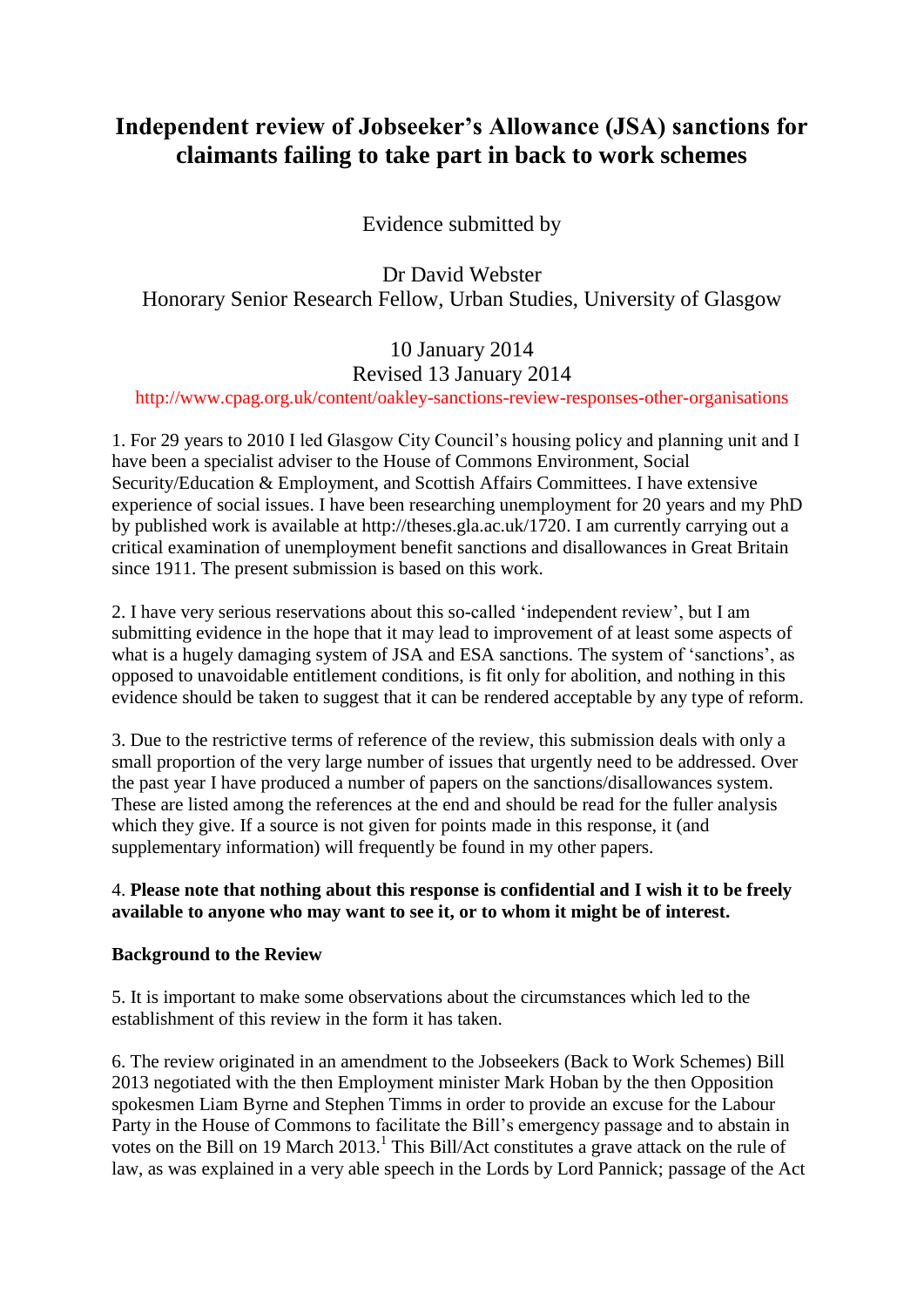# Independent review of Jobseeker's Allowance (JSA) sanctions for claimants failing to take part in back to work schemes

Evidence submitted by

Dr David Webster
Honorary Senior Research Fellow, Urban Studies, University of Glasgow

10 January 2014
Revised 13 January 2014

http://www.cpag.org.uk/content/oakley-sanctions-review-responses-other-organisations

1. For 29 years to 2010 I led Glasgow City Council's housing policy and planning unit and I have been a specialist adviser to the House of Commons Environment, Social Security/Education & Employment, and Scottish Affairs Committees. I have extensive experience of social issues. I have been researching unemployment for 20 years and my PhD by published work is available at http://theses.gla.ac.uk/1720. I am currently carrying out a critical examination of unemployment benefit sanctions and disallowances in Great Britain since 1911. The present submission is based on this work.

2. I have very serious reservations about this so-called 'independent review', but I am submitting evidence in the hope that it may lead to improvement of at least some aspects of what is a hugely damaging system of JSA and ESA sanctions. The system of 'sanctions', as opposed to unavoidable entitlement conditions, is fit only for abolition, and nothing in this evidence should be taken to suggest that it can be rendered acceptable by any type of reform.

3. Due to the restrictive terms of reference of the review, this submission deals with only a small proportion of the very large number of issues that urgently need to be addressed. Over the past year I have produced a number of papers on the sanctions/disallowances system. These are listed among the references at the end and should be read for the fuller analysis which they give. If a source is not given for points made in this response, it (and supplementary information) will frequently be found in my other papers.

4. **Please note that nothing about this response is confidential and I wish it to be freely available to anyone who may want to see it, or to whom it might be of interest.**

**Background to the Review**

5. It is important to make some observations about the circumstances which led to the establishment of this review in the form it has taken.

6. The review originated in an amendment to the Jobseekers (Back to Work Schemes) Bill 2013 negotiated with the then Employment minister Mark Hoban by the then Opposition spokesmen Liam Byrne and Stephen Timms in order to provide an excuse for the Labour Party in the House of Commons to facilitate the Bill's emergency passage and to abstain in votes on the Bill on 19 March 2013.[1] This Bill/Act constitutes a grave attack on the rule of law, as was explained in a very able speech in the Lords by Lord Pannick; passage of the Act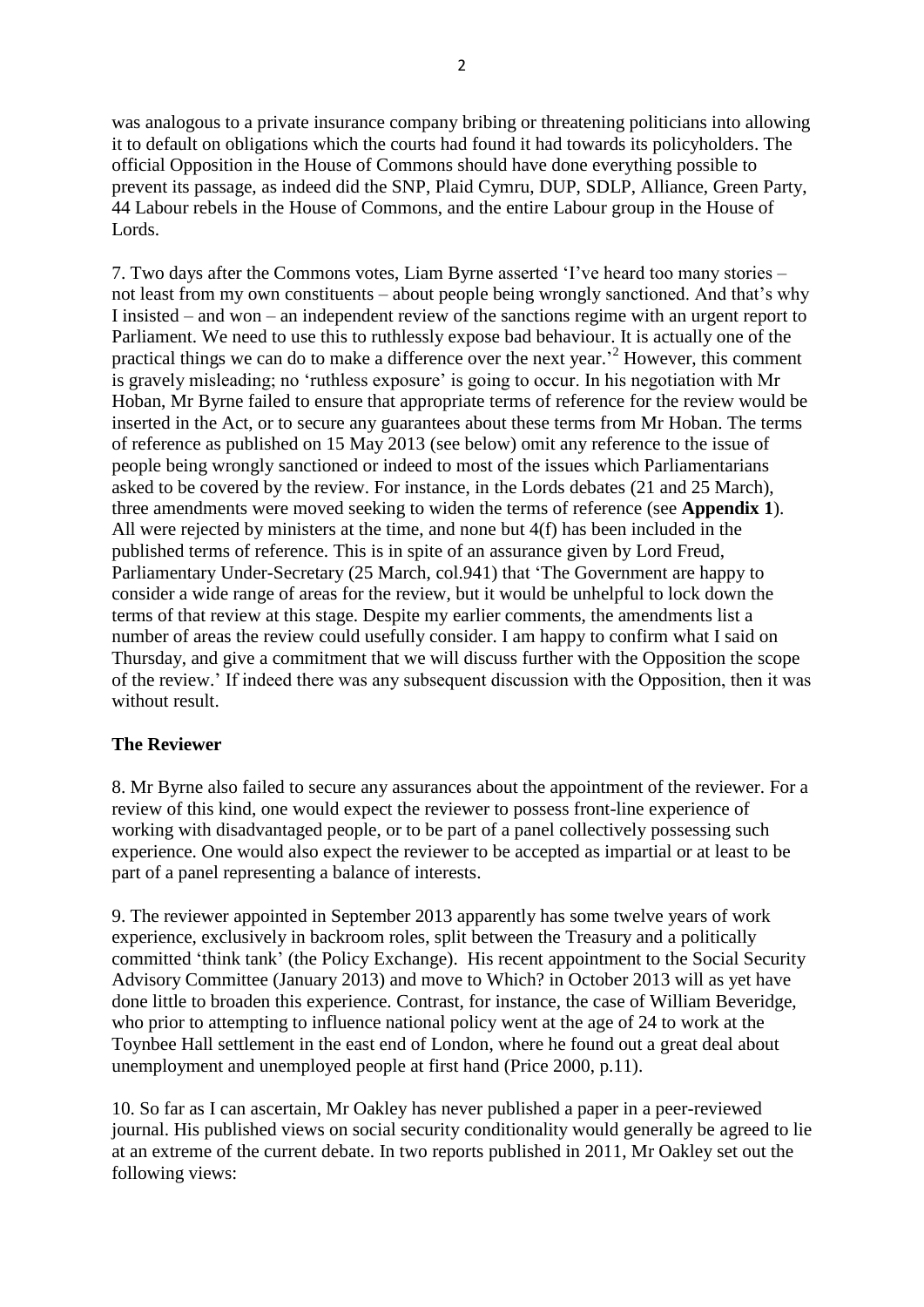was analogous to a private insurance company bribing or threatening politicians into allowing it to default on obligations which the courts had found it had towards its policyholders. The official Opposition in the House of Commons should have done everything possible to prevent its passage, as indeed did the SNP, Plaid Cymru, DUP, SDLP, Alliance, Green Party, 44 Labour rebels in the House of Commons, and the entire Labour group in the House of Lords.

7. Two days after the Commons votes, Liam Byrne asserted 'I've heard too many stories – not least from my own constituents – about people being wrongly sanctioned. And that's why I insisted – and won – an independent review of the sanctions regime with an urgent report to Parliament. We need to use this to ruthlessly expose bad behaviour. It is actually one of the practical things we can do to make a difference over the next year.'[2] However, this comment is gravely misleading; no 'ruthless exposure' is going to occur. In his negotiation with Mr Hoban, Mr Byrne failed to ensure that appropriate terms of reference for the review would be inserted in the Act, or to secure any guarantees about these terms from Mr Hoban. The terms of reference as published on 15 May 2013 (see below) omit any reference to the issue of people being wrongly sanctioned or indeed to most of the issues which Parliamentarians asked to be covered by the review. For instance, in the Lords debates (21 and 25 March), three amendments were moved seeking to widen the terms of reference (see **Appendix 1**). All were rejected by ministers at the time, and none but 4(f) has been included in the published terms of reference. This is in spite of an assurance given by Lord Freud, Parliamentary Under-Secretary (25 March, col.941) that 'The Government are happy to consider a wide range of areas for the review, but it would be unhelpful to lock down the terms of that review at this stage. Despite my earlier comments, the amendments list a number of areas the review could usefully consider. I am happy to confirm what I said on Thursday, and give a commitment that we will discuss further with the Opposition the scope of the review.' If indeed there was any subsequent discussion with the Opposition, then it was without result.

## The Reviewer

8. Mr Byrne also failed to secure any assurances about the appointment of the reviewer. For a review of this kind, one would expect the reviewer to possess front-line experience of working with disadvantaged people, or to be part of a panel collectively possessing such experience. One would also expect the reviewer to be accepted as impartial or at least to be part of a panel representing a balance of interests.

9. The reviewer appointed in September 2013 apparently has some twelve years of work experience, exclusively in backroom roles, split between the Treasury and a politically committed 'think tank' (the Policy Exchange). His recent appointment to the Social Security Advisory Committee (January 2013) and move to Which? in October 2013 will as yet have done little to broaden this experience. Contrast, for instance, the case of William Beveridge, who prior to attempting to influence national policy went at the age of 24 to work at the Toynbee Hall settlement in the east end of London, where he found out a great deal about unemployment and unemployed people at first hand (Price 2000, p.11).

10. So far as I can ascertain, Mr Oakley has never published a paper in a peer-reviewed journal. His published views on social security conditionality would generally be agreed to lie at an extreme of the current debate. In two reports published in 2011, Mr Oakley set out the following views: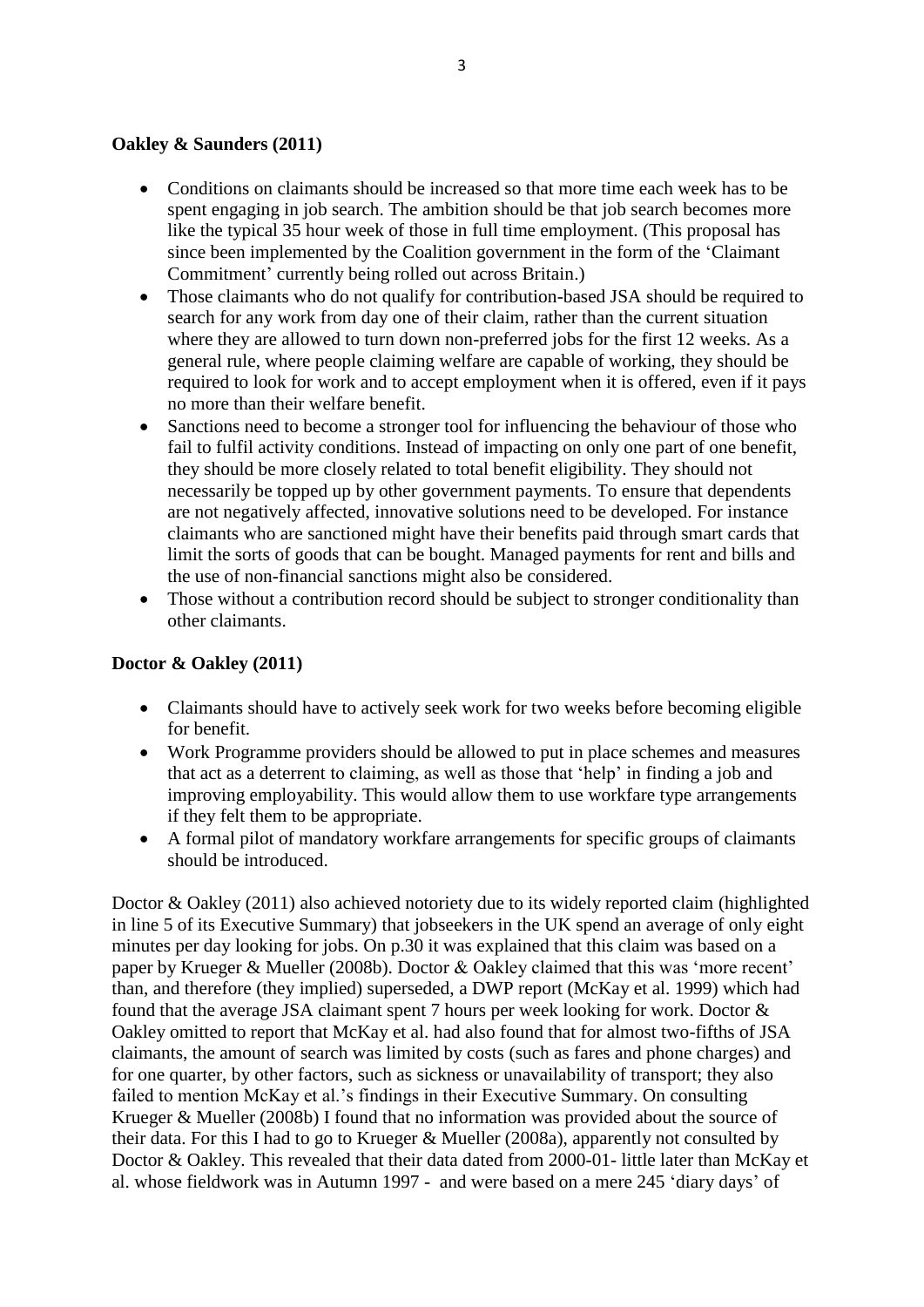**Oakley & Saunders (2011)**

- Conditions on claimants should be increased so that more time each week has to be spent engaging in job search. The ambition should be that job search becomes more like the typical 35 hour week of those in full time employment. (This proposal has since been implemented by the Coalition government in the form of the 'Claimant Commitment' currently being rolled out across Britain.)
- Those claimants who do not qualify for contribution-based JSA should be required to search for any work from day one of their claim, rather than the current situation where they are allowed to turn down non-preferred jobs for the first 12 weeks. As a general rule, where people claiming welfare are capable of working, they should be required to look for work and to accept employment when it is offered, even if it pays no more than their welfare benefit.
- Sanctions need to become a stronger tool for influencing the behaviour of those who fail to fulfil activity conditions. Instead of impacting on only one part of one benefit, they should be more closely related to total benefit eligibility. They should not necessarily be topped up by other government payments. To ensure that dependents are not negatively affected, innovative solutions need to be developed. For instance claimants who are sanctioned might have their benefits paid through smart cards that limit the sorts of goods that can be bought. Managed payments for rent and bills and the use of non-financial sanctions might also be considered.
- Those without a contribution record should be subject to stronger conditionality than other claimants.

**Doctor & Oakley (2011)**

- Claimants should have to actively seek work for two weeks before becoming eligible for benefit.
- Work Programme providers should be allowed to put in place schemes and measures that act as a deterrent to claiming, as well as those that 'help' in finding a job and improving employability. This would allow them to use workfare type arrangements if they felt them to be appropriate.
- A formal pilot of mandatory workfare arrangements for specific groups of claimants should be introduced.

Doctor & Oakley (2011) also achieved notoriety due to its widely reported claim (highlighted in line 5 of its Executive Summary) that jobseekers in the UK spend an average of only eight minutes per day looking for jobs. On p.30 it was explained that this claim was based on a paper by Krueger & Mueller (2008b). Doctor & Oakley claimed that this was 'more recent' than, and therefore (they implied) superseded, a DWP report (McKay et al. 1999) which had found that the average JSA claimant spent 7 hours per week looking for work. Doctor & Oakley omitted to report that McKay et al. had also found that for almost two-fifths of JSA claimants, the amount of search was limited by costs (such as fares and phone charges) and for one quarter, by other factors, such as sickness or unavailability of transport; they also failed to mention McKay et al.'s findings in their Executive Summary. On consulting Krueger & Mueller (2008b) I found that no information was provided about the source of their data. For this I had to go to Krueger & Mueller (2008a), apparently not consulted by Doctor & Oakley. This revealed that their data dated from 2000-01- little later than McKay et al. whose fieldwork was in Autumn 1997 - and were based on a mere 245 'diary days' of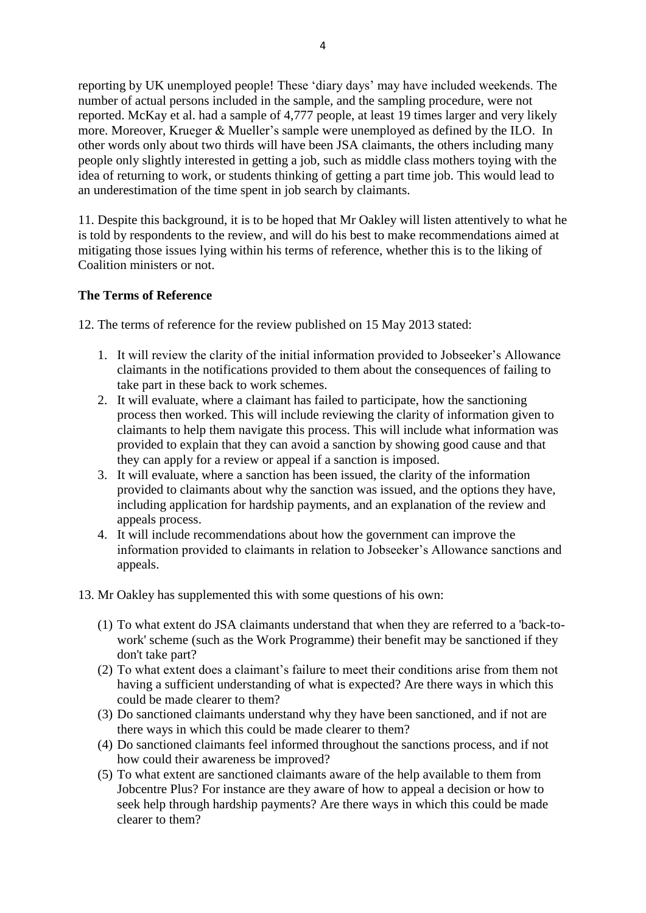reporting by UK unemployed people! These 'diary days' may have included weekends. The number of actual persons included in the sample, and the sampling procedure, were not reported. McKay et al. had a sample of 4,777 people, at least 19 times larger and very likely more. Moreover, Krueger & Mueller's sample were unemployed as defined by the ILO. In other words only about two thirds will have been JSA claimants, the others including many people only slightly interested in getting a job, such as middle class mothers toying with the idea of returning to work, or students thinking of getting a part time job. This would lead to an underestimation of the time spent in job search by claimants.

11. Despite this background, it is to be hoped that Mr Oakley will listen attentively to what he is told by respondents to the review, and will do his best to make recommendations aimed at mitigating those issues lying within his terms of reference, whether this is to the liking of Coalition ministers or not.

**The Terms of Reference**

12. The terms of reference for the review published on 15 May 2013 stated:

1. It will review the clarity of the initial information provided to Jobseeker's Allowance claimants in the notifications provided to them about the consequences of failing to take part in these back to work schemes.
2. It will evaluate, where a claimant has failed to participate, how the sanctioning process then worked. This will include reviewing the clarity of information given to claimants to help them navigate this process. This will include what information was provided to explain that they can avoid a sanction by showing good cause and that they can apply for a review or appeal if a sanction is imposed.
3. It will evaluate, where a sanction has been issued, the clarity of the information provided to claimants about why the sanction was issued, and the options they have, including application for hardship payments, and an explanation of the review and appeals process.
4. It will include recommendations about how the government can improve the information provided to claimants in relation to Jobseeker's Allowance sanctions and appeals.

13. Mr Oakley has supplemented this with some questions of his own:

(1) To what extent do JSA claimants understand that when they are referred to a 'back-to-work' scheme (such as the Work Programme) their benefit may be sanctioned if they don't take part?
(2) To what extent does a claimant's failure to meet their conditions arise from them not having a sufficient understanding of what is expected? Are there ways in which this could be made clearer to them?
(3) Do sanctioned claimants understand why they have been sanctioned, and if not are there ways in which this could be made clearer to them?
(4) Do sanctioned claimants feel informed throughout the sanctions process, and if not how could their awareness be improved?
(5) To what extent are sanctioned claimants aware of the help available to them from Jobcentre Plus? For instance are they aware of how to appeal a decision or how to seek help through hardship payments? Are there ways in which this could be made clearer to them?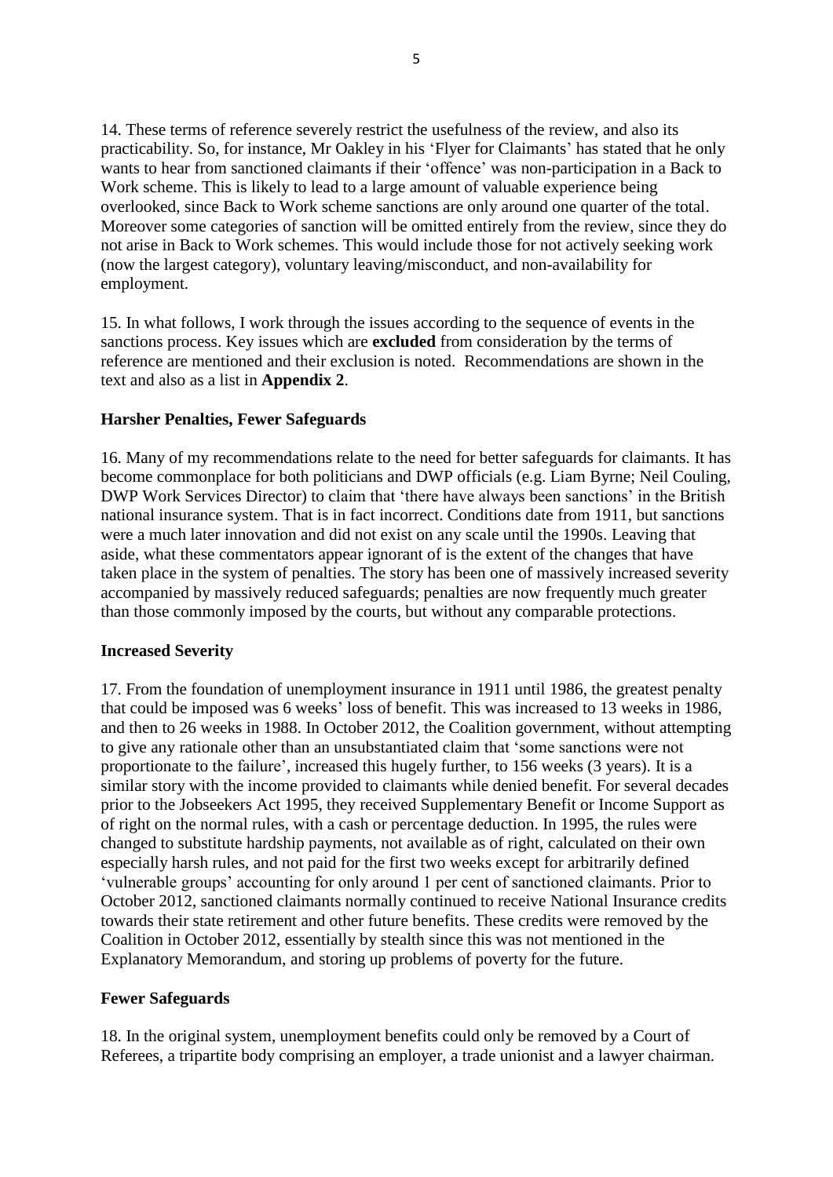14. These terms of reference severely restrict the usefulness of the review, and also its practicability. So, for instance, Mr Oakley in his 'Flyer for Claimants' has stated that he only wants to hear from sanctioned claimants if their 'offence' was non-participation in a Back to Work scheme. This is likely to lead to a large amount of valuable experience being overlooked, since Back to Work scheme sanctions are only around one quarter of the total. Moreover some categories of sanction will be omitted entirely from the review, since they do not arise in Back to Work schemes. This would include those for not actively seeking work (now the largest category), voluntary leaving/misconduct, and non-availability for employment.

15. In what follows, I work through the issues according to the sequence of events in the sanctions process. Key issues which are **excluded** from consideration by the terms of reference are mentioned and their exclusion is noted. Recommendations are shown in the text and also as a list in **Appendix 2**.

## Harsher Penalties, Fewer Safeguards

16. Many of my recommendations relate to the need for better safeguards for claimants. It has become commonplace for both politicians and DWP officials (e.g. Liam Byrne; Neil Couling, DWP Work Services Director) to claim that 'there have always been sanctions' in the British national insurance system. That is in fact incorrect. Conditions date from 1911, but sanctions were a much later innovation and did not exist on any scale until the 1990s. Leaving that aside, what these commentators appear ignorant of is the extent of the changes that have taken place in the system of penalties. The story has been one of massively increased severity accompanied by massively reduced safeguards; penalties are now frequently much greater than those commonly imposed by the courts, but without any comparable protections.

## Increased Severity

17. From the foundation of unemployment insurance in 1911 until 1986, the greatest penalty that could be imposed was 6 weeks' loss of benefit. This was increased to 13 weeks in 1986, and then to 26 weeks in 1988. In October 2012, the Coalition government, without attempting to give any rationale other than an unsubstantiated claim that 'some sanctions were not proportionate to the failure', increased this hugely further, to 156 weeks (3 years). It is a similar story with the income provided to claimants while denied benefit. For several decades prior to the Jobseekers Act 1995, they received Supplementary Benefit or Income Support as of right on the normal rules, with a cash or percentage deduction. In 1995, the rules were changed to substitute hardship payments, not available as of right, calculated on their own especially harsh rules, and not paid for the first two weeks except for arbitrarily defined 'vulnerable groups' accounting for only around 1 per cent of sanctioned claimants. Prior to October 2012, sanctioned claimants normally continued to receive National Insurance credits towards their state retirement and other future benefits. These credits were removed by the Coalition in October 2012, essentially by stealth since this was not mentioned in the Explanatory Memorandum, and storing up problems of poverty for the future.

## Fewer Safeguards

18. In the original system, unemployment benefits could only be removed by a Court of Referees, a tripartite body comprising an employer, a trade unionist and a lawyer chairman.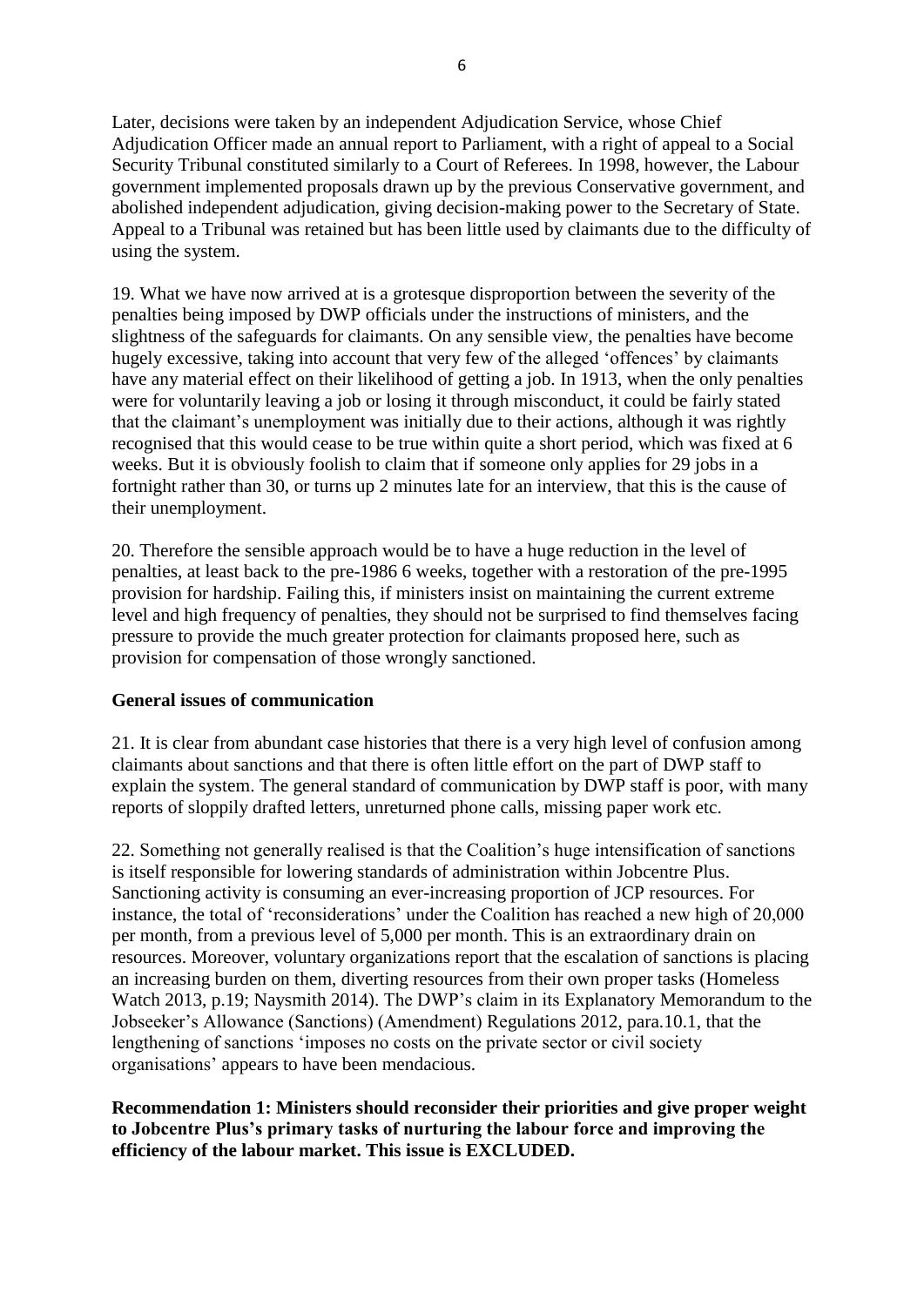Later, decisions were taken by an independent Adjudication Service, whose Chief Adjudication Officer made an annual report to Parliament, with a right of appeal to a Social Security Tribunal constituted similarly to a Court of Referees. In 1998, however, the Labour government implemented proposals drawn up by the previous Conservative government, and abolished independent adjudication, giving decision-making power to the Secretary of State. Appeal to a Tribunal was retained but has been little used by claimants due to the difficulty of using the system.

19. What we have now arrived at is a grotesque disproportion between the severity of the penalties being imposed by DWP officials under the instructions of ministers, and the slightness of the safeguards for claimants. On any sensible view, the penalties have become hugely excessive, taking into account that very few of the alleged 'offences' by claimants have any material effect on their likelihood of getting a job. In 1913, when the only penalties were for voluntarily leaving a job or losing it through misconduct, it could be fairly stated that the claimant's unemployment was initially due to their actions, although it was rightly recognised that this would cease to be true within quite a short period, which was fixed at 6 weeks. But it is obviously foolish to claim that if someone only applies for 29 jobs in a fortnight rather than 30, or turns up 2 minutes late for an interview, that this is the cause of their unemployment.

20. Therefore the sensible approach would be to have a huge reduction in the level of penalties, at least back to the pre-1986 6 weeks, together with a restoration of the pre-1995 provision for hardship. Failing this, if ministers insist on maintaining the current extreme level and high frequency of penalties, they should not be surprised to find themselves facing pressure to provide the much greater protection for claimants proposed here, such as provision for compensation of those wrongly sanctioned.

**General issues of communication**

21. It is clear from abundant case histories that there is a very high level of confusion among claimants about sanctions and that there is often little effort on the part of DWP staff to explain the system. The general standard of communication by DWP staff is poor, with many reports of sloppily drafted letters, unreturned phone calls, missing paper work etc.

22. Something not generally realised is that the Coalition's huge intensification of sanctions is itself responsible for lowering standards of administration within Jobcentre Plus. Sanctioning activity is consuming an ever-increasing proportion of JCP resources. For instance, the total of 'reconsiderations' under the Coalition has reached a new high of 20,000 per month, from a previous level of 5,000 per month. This is an extraordinary drain on resources. Moreover, voluntary organizations report that the escalation of sanctions is placing an increasing burden on them, diverting resources from their own proper tasks (Homeless Watch 2013, p.19; Naysmith 2014). The DWP's claim in its Explanatory Memorandum to the Jobseeker's Allowance (Sanctions) (Amendment) Regulations 2012, para.10.1, that the lengthening of sanctions 'imposes no costs on the private sector or civil society organisations' appears to have been mendacious.

**Recommendation 1: Ministers should reconsider their priorities and give proper weight to Jobcentre Plus's primary tasks of nurturing the labour force and improving the efficiency of the labour market. This issue is EXCLUDED.**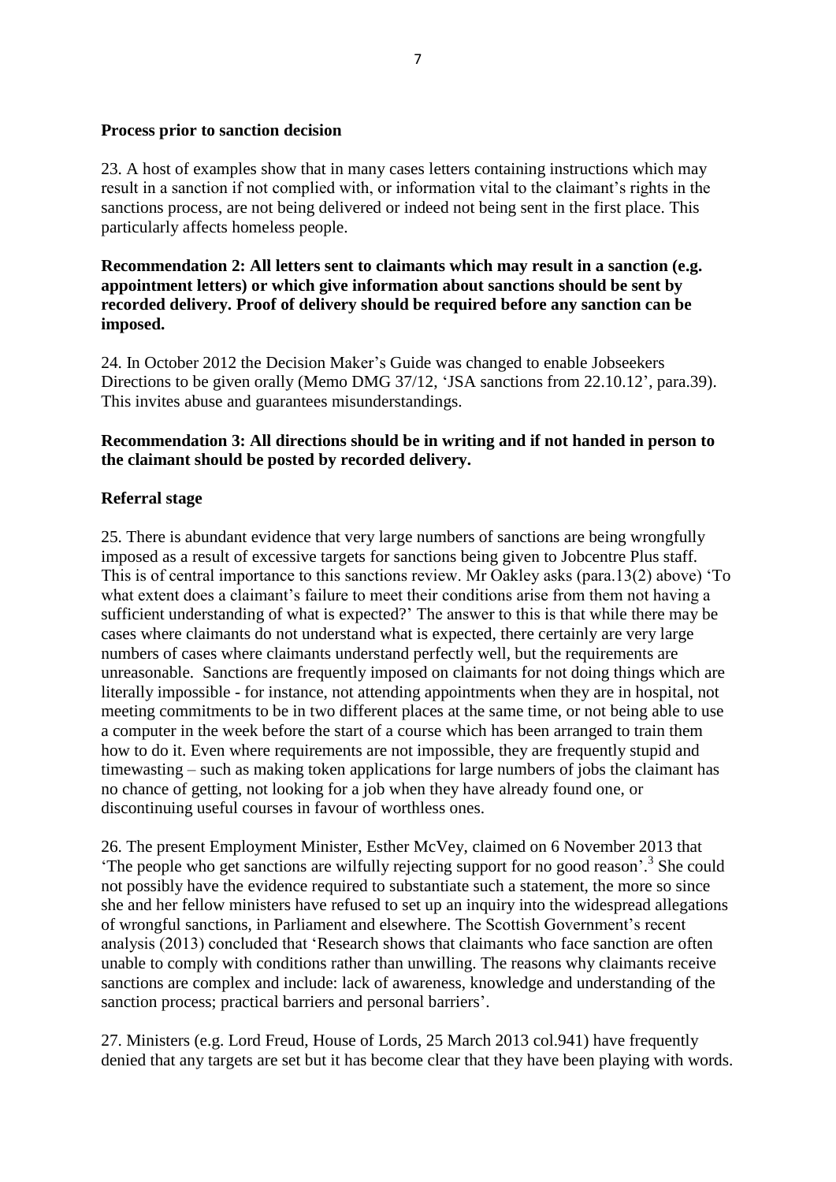**Process prior to sanction decision**

23. A host of examples show that in many cases letters containing instructions which may result in a sanction if not complied with, or information vital to the claimant's rights in the sanctions process, are not being delivered or indeed not being sent in the first place. This particularly affects homeless people.

**Recommendation 2: All letters sent to claimants which may result in a sanction (e.g. appointment letters) or which give information about sanctions should be sent by recorded delivery. Proof of delivery should be required before any sanction can be imposed.**

24. In October 2012 the Decision Maker's Guide was changed to enable Jobseekers Directions to be given orally (Memo DMG 37/12, 'JSA sanctions from 22.10.12', para.39). This invites abuse and guarantees misunderstandings.

**Recommendation 3: All directions should be in writing and if not handed in person to the claimant should be posted by recorded delivery.**

**Referral stage**

25. There is abundant evidence that very large numbers of sanctions are being wrongfully imposed as a result of excessive targets for sanctions being given to Jobcentre Plus staff. This is of central importance to this sanctions review. Mr Oakley asks (para.13(2) above) 'To what extent does a claimant's failure to meet their conditions arise from them not having a sufficient understanding of what is expected?' The answer to this is that while there may be cases where claimants do not understand what is expected, there certainly are very large numbers of cases where claimants understand perfectly well, but the requirements are unreasonable. Sanctions are frequently imposed on claimants for not doing things which are literally impossible - for instance, not attending appointments when they are in hospital, not meeting commitments to be in two different places at the same time, or not being able to use a computer in the week before the start of a course which has been arranged to train them how to do it. Even where requirements are not impossible, they are frequently stupid and timewasting – such as making token applications for large numbers of jobs the claimant has no chance of getting, not looking for a job when they have already found one, or discontinuing useful courses in favour of worthless ones.

26. The present Employment Minister, Esther McVey, claimed on 6 November 2013 that 'The people who get sanctions are wilfully rejecting support for no good reason'.[3] She could not possibly have the evidence required to substantiate such a statement, the more so since she and her fellow ministers have refused to set up an inquiry into the widespread allegations of wrongful sanctions, in Parliament and elsewhere. The Scottish Government's recent analysis (2013) concluded that 'Research shows that claimants who face sanction are often unable to comply with conditions rather than unwilling. The reasons why claimants receive sanctions are complex and include: lack of awareness, knowledge and understanding of the sanction process; practical barriers and personal barriers'.

27. Ministers (e.g. Lord Freud, House of Lords, 25 March 2013 col.941) have frequently denied that any targets are set but it has become clear that they have been playing with words.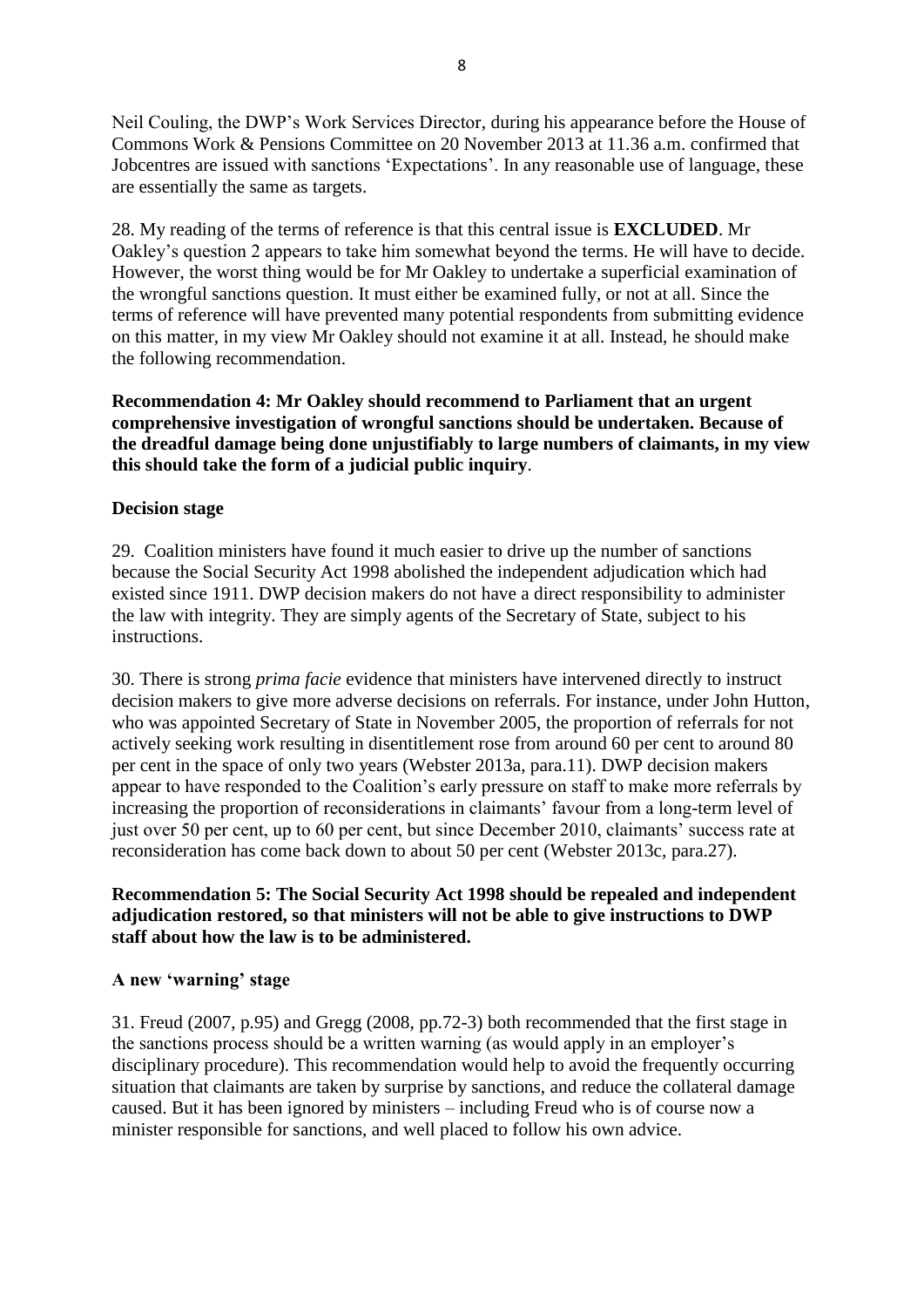Neil Couling, the DWP's Work Services Director, during his appearance before the House of Commons Work & Pensions Committee on 20 November 2013 at 11.36 a.m. confirmed that Jobcentres are issued with sanctions 'Expectations'. In any reasonable use of language, these are essentially the same as targets.

28. My reading of the terms of reference is that this central issue is **EXCLUDED**. Mr Oakley's question 2 appears to take him somewhat beyond the terms. He will have to decide. However, the worst thing would be for Mr Oakley to undertake a superficial examination of the wrongful sanctions question. It must either be examined fully, or not at all. Since the terms of reference will have prevented many potential respondents from submitting evidence on this matter, in my view Mr Oakley should not examine it at all. Instead, he should make the following recommendation.

**Recommendation 4: Mr Oakley should recommend to Parliament that an urgent comprehensive investigation of wrongful sanctions should be undertaken. Because of the dreadful damage being done unjustifiably to large numbers of claimants, in my view this should take the form of a judicial public inquiry**.

**Decision stage**

29. Coalition ministers have found it much easier to drive up the number of sanctions because the Social Security Act 1998 abolished the independent adjudication which had existed since 1911. DWP decision makers do not have a direct responsibility to administer the law with integrity. They are simply agents of the Secretary of State, subject to his instructions.

30. There is strong *prima facie* evidence that ministers have intervened directly to instruct decision makers to give more adverse decisions on referrals. For instance, under John Hutton, who was appointed Secretary of State in November 2005, the proportion of referrals for not actively seeking work resulting in disentitlement rose from around 60 per cent to around 80 per cent in the space of only two years (Webster 2013a, para.11). DWP decision makers appear to have responded to the Coalition's early pressure on staff to make more referrals by increasing the proportion of reconsiderations in claimants' favour from a long-term level of just over 50 per cent, up to 60 per cent, but since December 2010, claimants' success rate at reconsideration has come back down to about 50 per cent (Webster 2013c, para.27).

**Recommendation 5: The Social Security Act 1998 should be repealed and independent adjudication restored, so that ministers will not be able to give instructions to DWP staff about how the law is to be administered.**

**A new 'warning' stage**

31. Freud (2007, p.95) and Gregg (2008, pp.72-3) both recommended that the first stage in the sanctions process should be a written warning (as would apply in an employer's disciplinary procedure). This recommendation would help to avoid the frequently occurring situation that claimants are taken by surprise by sanctions, and reduce the collateral damage caused. But it has been ignored by ministers – including Freud who is of course now a minister responsible for sanctions, and well placed to follow his own advice.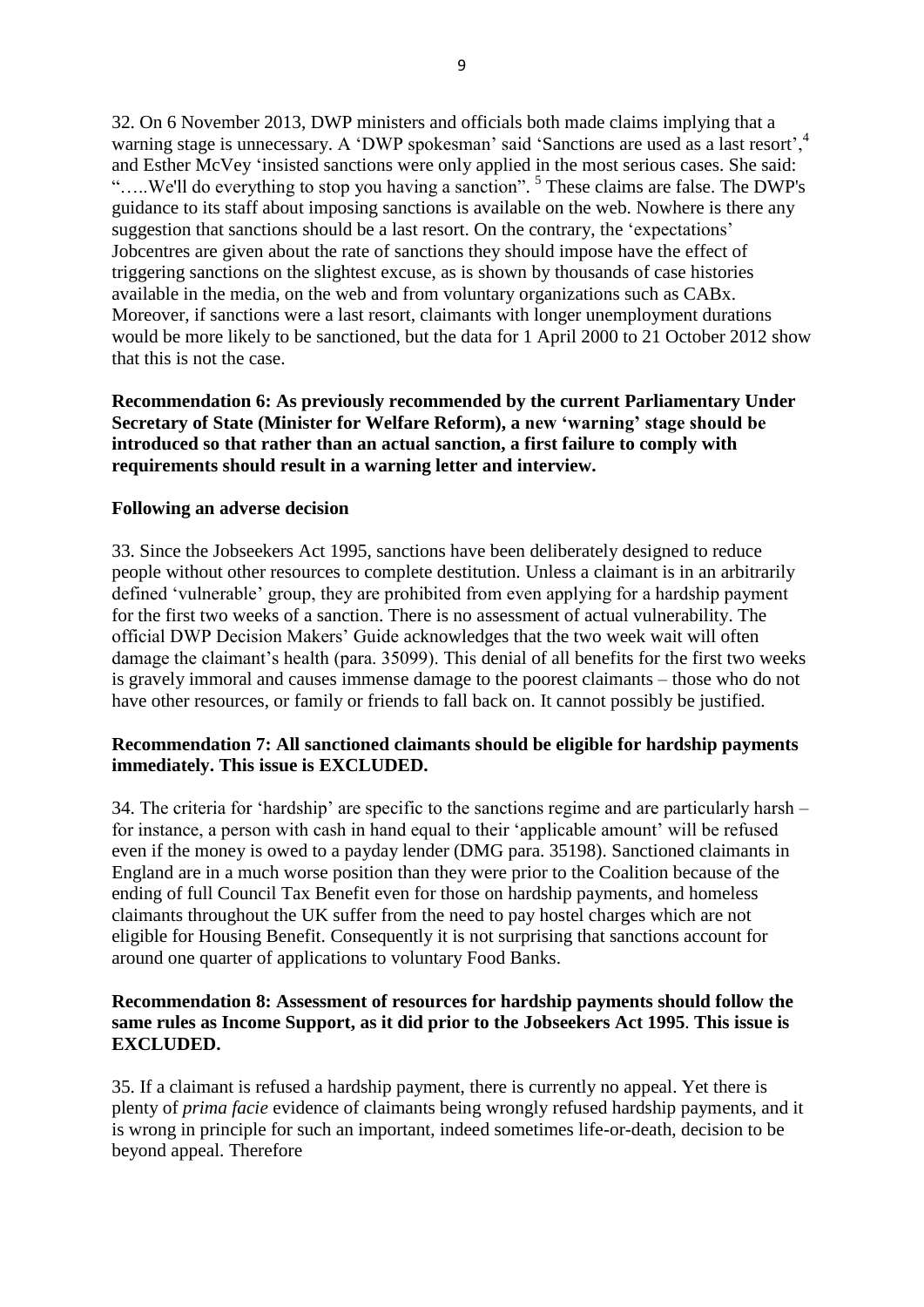32. On 6 November 2013, DWP ministers and officials both made claims implying that a warning stage is unnecessary. A 'DWP spokesman' said 'Sanctions are used as a last resort',[4] and Esther McVey 'insisted sanctions were only applied in the most serious cases. She said: "…..We'll do everything to stop you having a sanction". [5] These claims are false. The DWP's guidance to its staff about imposing sanctions is available on the web. Nowhere is there any suggestion that sanctions should be a last resort. On the contrary, the 'expectations' Jobcentres are given about the rate of sanctions they should impose have the effect of triggering sanctions on the slightest excuse, as is shown by thousands of case histories available in the media, on the web and from voluntary organizations such as CABx. Moreover, if sanctions were a last resort, claimants with longer unemployment durations would be more likely to be sanctioned, but the data for 1 April 2000 to 21 October 2012 show that this is not the case.

**Recommendation 6: As previously recommended by the current Parliamentary Under Secretary of State (Minister for Welfare Reform), a new 'warning' stage should be introduced so that rather than an actual sanction, a first failure to comply with requirements should result in a warning letter and interview.**

**Following an adverse decision**

33. Since the Jobseekers Act 1995, sanctions have been deliberately designed to reduce people without other resources to complete destitution. Unless a claimant is in an arbitrarily defined 'vulnerable' group, they are prohibited from even applying for a hardship payment for the first two weeks of a sanction. There is no assessment of actual vulnerability. The official DWP Decision Makers' Guide acknowledges that the two week wait will often damage the claimant's health (para. 35099). This denial of all benefits for the first two weeks is gravely immoral and causes immense damage to the poorest claimants – those who do not have other resources, or family or friends to fall back on. It cannot possibly be justified.

**Recommendation 7: All sanctioned claimants should be eligible for hardship payments immediately. This issue is EXCLUDED.**

34. The criteria for 'hardship' are specific to the sanctions regime and are particularly harsh – for instance, a person with cash in hand equal to their 'applicable amount' will be refused even if the money is owed to a payday lender (DMG para. 35198). Sanctioned claimants in England are in a much worse position than they were prior to the Coalition because of the ending of full Council Tax Benefit even for those on hardship payments, and homeless claimants throughout the UK suffer from the need to pay hostel charges which are not eligible for Housing Benefit. Consequently it is not surprising that sanctions account for around one quarter of applications to voluntary Food Banks.

**Recommendation 8: Assessment of resources for hardship payments should follow the same rules as Income Support, as it did prior to the Jobseekers Act 1995. This issue is EXCLUDED.**

35. If a claimant is refused a hardship payment, there is currently no appeal. Yet there is plenty of *prima facie* evidence of claimants being wrongly refused hardship payments, and it is wrong in principle for such an important, indeed sometimes life-or-death, decision to be beyond appeal. Therefore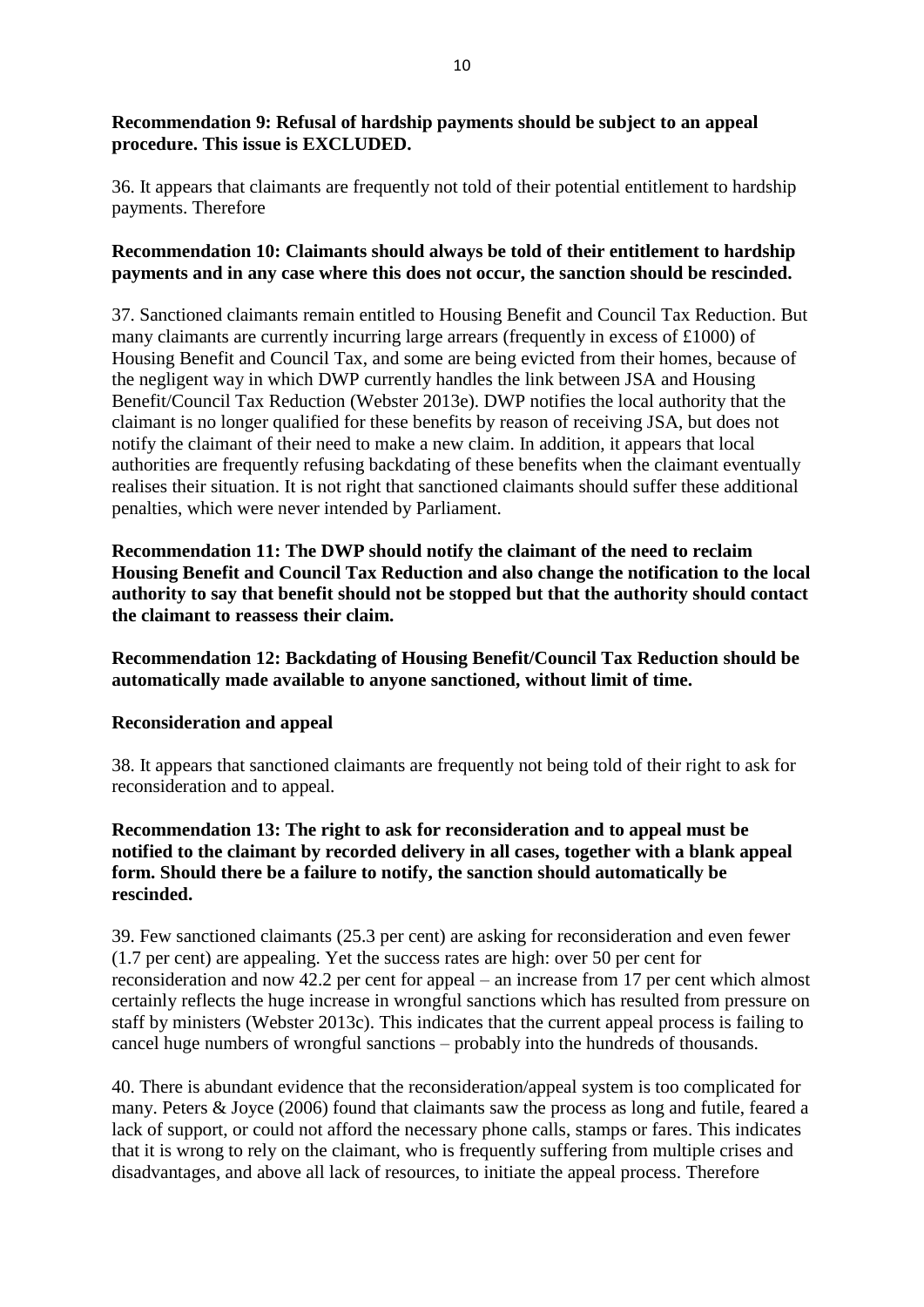**Recommendation 9: Refusal of hardship payments should be subject to an appeal procedure. This issue is EXCLUDED.**

36. It appears that claimants are frequently not told of their potential entitlement to hardship payments. Therefore

**Recommendation 10: Claimants should always be told of their entitlement to hardship payments and in any case where this does not occur, the sanction should be rescinded.**

37. Sanctioned claimants remain entitled to Housing Benefit and Council Tax Reduction. But many claimants are currently incurring large arrears (frequently in excess of £1000) of Housing Benefit and Council Tax, and some are being evicted from their homes, because of the negligent way in which DWP currently handles the link between JSA and Housing Benefit/Council Tax Reduction (Webster 2013e). DWP notifies the local authority that the claimant is no longer qualified for these benefits by reason of receiving JSA, but does not notify the claimant of their need to make a new claim. In addition, it appears that local authorities are frequently refusing backdating of these benefits when the claimant eventually realises their situation. It is not right that sanctioned claimants should suffer these additional penalties, which were never intended by Parliament.

**Recommendation 11: The DWP should notify the claimant of the need to reclaim Housing Benefit and Council Tax Reduction and also change the notification to the local authority to say that benefit should not be stopped but that the authority should contact the claimant to reassess their claim.**

**Recommendation 12: Backdating of Housing Benefit/Council Tax Reduction should be automatically made available to anyone sanctioned, without limit of time.**

**Reconsideration and appeal**

38. It appears that sanctioned claimants are frequently not being told of their right to ask for reconsideration and to appeal.

**Recommendation 13: The right to ask for reconsideration and to appeal must be notified to the claimant by recorded delivery in all cases, together with a blank appeal form. Should there be a failure to notify, the sanction should automatically be rescinded.**

39. Few sanctioned claimants (25.3 per cent) are asking for reconsideration and even fewer (1.7 per cent) are appealing. Yet the success rates are high: over 50 per cent for reconsideration and now 42.2 per cent for appeal – an increase from 17 per cent which almost certainly reflects the huge increase in wrongful sanctions which has resulted from pressure on staff by ministers (Webster 2013c). This indicates that the current appeal process is failing to cancel huge numbers of wrongful sanctions – probably into the hundreds of thousands.

40. There is abundant evidence that the reconsideration/appeal system is too complicated for many. Peters & Joyce (2006) found that claimants saw the process as long and futile, feared a lack of support, or could not afford the necessary phone calls, stamps or fares. This indicates that it is wrong to rely on the claimant, who is frequently suffering from multiple crises and disadvantages, and above all lack of resources, to initiate the appeal process. Therefore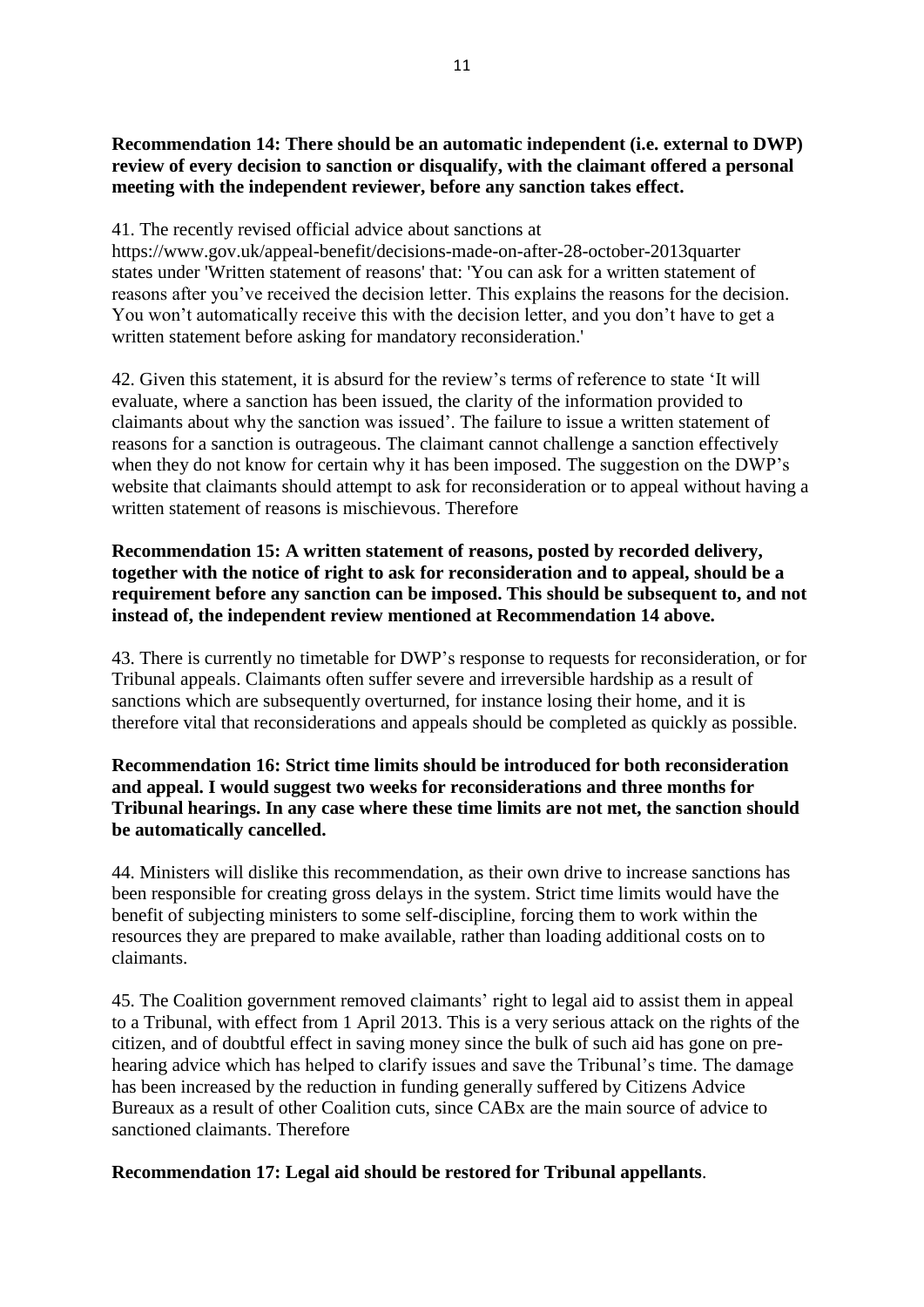**Recommendation 14: There should be an automatic independent (i.e. external to DWP) review of every decision to sanction or disqualify, with the claimant offered a personal meeting with the independent reviewer, before any sanction takes effect.**

41. The recently revised official advice about sanctions at https://www.gov.uk/appeal-benefit/decisions-made-on-after-28-october-2013quarter states under 'Written statement of reasons' that: 'You can ask for a written statement of reasons after you've received the decision letter. This explains the reasons for the decision. You won't automatically receive this with the decision letter, and you don't have to get a written statement before asking for mandatory reconsideration.'

42. Given this statement, it is absurd for the review's terms of reference to state 'It will evaluate, where a sanction has been issued, the clarity of the information provided to claimants about why the sanction was issued'. The failure to issue a written statement of reasons for a sanction is outrageous. The claimant cannot challenge a sanction effectively when they do not know for certain why it has been imposed. The suggestion on the DWP's website that claimants should attempt to ask for reconsideration or to appeal without having a written statement of reasons is mischievous. Therefore

**Recommendation 15: A written statement of reasons, posted by recorded delivery, together with the notice of right to ask for reconsideration and to appeal, should be a requirement before any sanction can be imposed. This should be subsequent to, and not instead of, the independent review mentioned at Recommendation 14 above.**

43. There is currently no timetable for DWP's response to requests for reconsideration, or for Tribunal appeals. Claimants often suffer severe and irreversible hardship as a result of sanctions which are subsequently overturned, for instance losing their home, and it is therefore vital that reconsiderations and appeals should be completed as quickly as possible.

**Recommendation 16: Strict time limits should be introduced for both reconsideration and appeal. I would suggest two weeks for reconsiderations and three months for Tribunal hearings. In any case where these time limits are not met, the sanction should be automatically cancelled.**

44. Ministers will dislike this recommendation, as their own drive to increase sanctions has been responsible for creating gross delays in the system. Strict time limits would have the benefit of subjecting ministers to some self-discipline, forcing them to work within the resources they are prepared to make available, rather than loading additional costs on to claimants.

45. The Coalition government removed claimants' right to legal aid to assist them in appeal to a Tribunal, with effect from 1 April 2013. This is a very serious attack on the rights of the citizen, and of doubtful effect in saving money since the bulk of such aid has gone on pre-hearing advice which has helped to clarify issues and save the Tribunal's time. The damage has been increased by the reduction in funding generally suffered by Citizens Advice Bureaux as a result of other Coalition cuts, since CABx are the main source of advice to sanctioned claimants. Therefore

**Recommendation 17: Legal aid should be restored for Tribunal appellants**.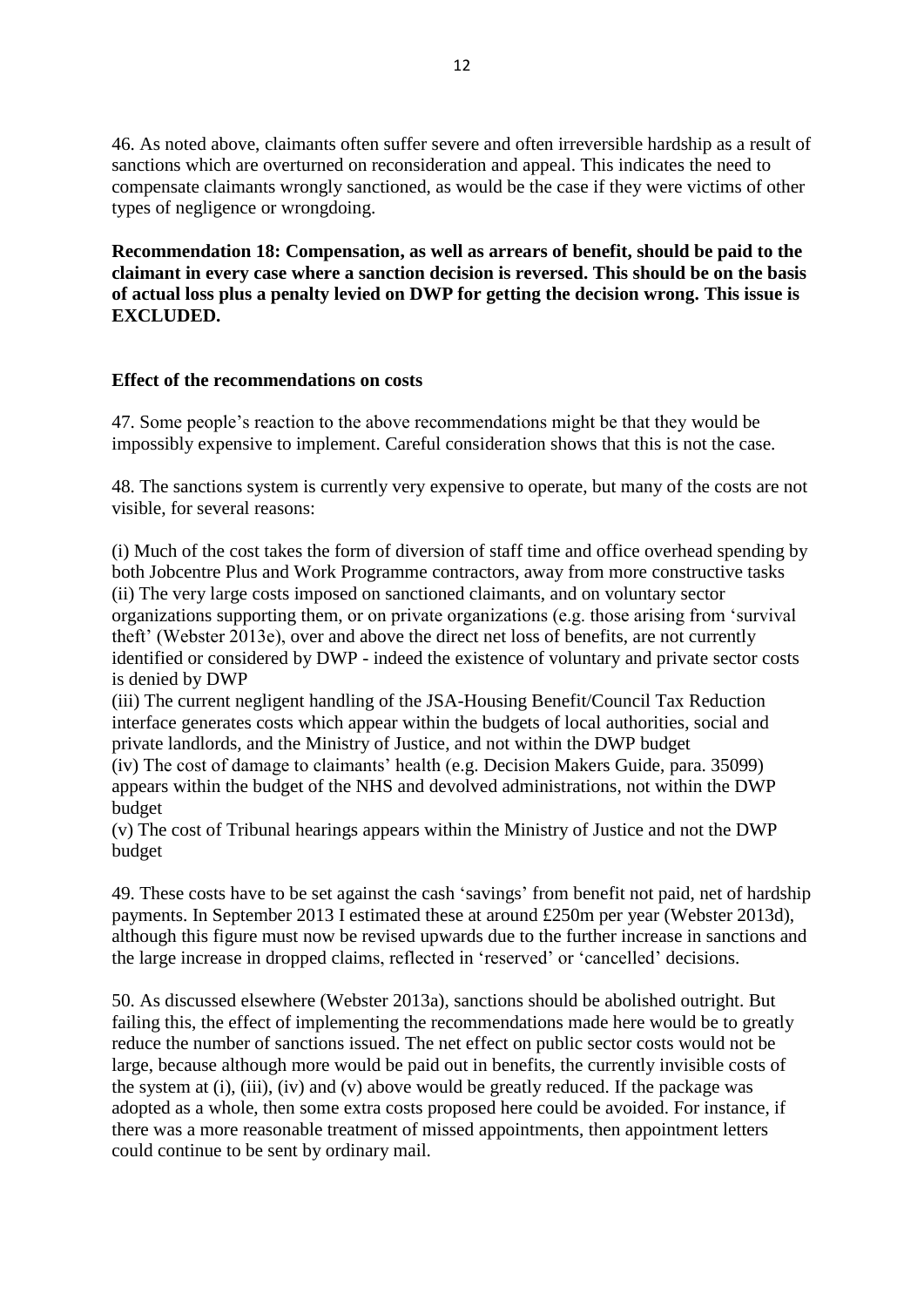46. As noted above, claimants often suffer severe and often irreversible hardship as a result of sanctions which are overturned on reconsideration and appeal. This indicates the need to compensate claimants wrongly sanctioned, as would be the case if they were victims of other types of negligence or wrongdoing.

**Recommendation 18: Compensation, as well as arrears of benefit, should be paid to the claimant in every case where a sanction decision is reversed. This should be on the basis of actual loss plus a penalty levied on DWP for getting the decision wrong. This issue is EXCLUDED.**

### Effect of the recommendations on costs

47. Some people's reaction to the above recommendations might be that they would be impossibly expensive to implement. Careful consideration shows that this is not the case.

48. The sanctions system is currently very expensive to operate, but many of the costs are not visible, for several reasons:

(i) Much of the cost takes the form of diversion of staff time and office overhead spending by both Jobcentre Plus and Work Programme contractors, away from more constructive tasks
(ii) The very large costs imposed on sanctioned claimants, and on voluntary sector organizations supporting them, or on private organizations (e.g. those arising from 'survival theft' (Webster 2013e), over and above the direct net loss of benefits, are not currently identified or considered by DWP - indeed the existence of voluntary and private sector costs is denied by DWP
(iii) The current negligent handling of the JSA-Housing Benefit/Council Tax Reduction interface generates costs which appear within the budgets of local authorities, social and private landlords, and the Ministry of Justice, and not within the DWP budget
(iv) The cost of damage to claimants' health (e.g. Decision Makers Guide, para. 35099) appears within the budget of the NHS and devolved administrations, not within the DWP budget
(v) The cost of Tribunal hearings appears within the Ministry of Justice and not the DWP budget

49. These costs have to be set against the cash 'savings' from benefit not paid, net of hardship payments. In September 2013 I estimated these at around £250m per year (Webster 2013d), although this figure must now be revised upwards due to the further increase in sanctions and the large increase in dropped claims, reflected in 'reserved' or 'cancelled' decisions.

50. As discussed elsewhere (Webster 2013a), sanctions should be abolished outright. But failing this, the effect of implementing the recommendations made here would be to greatly reduce the number of sanctions issued. The net effect on public sector costs would not be large, because although more would be paid out in benefits, the currently invisible costs of the system at (i), (iii), (iv) and (v) above would be greatly reduced. If the package was adopted as a whole, then some extra costs proposed here could be avoided. For instance, if there was a more reasonable treatment of missed appointments, then appointment letters could continue to be sent by ordinary mail.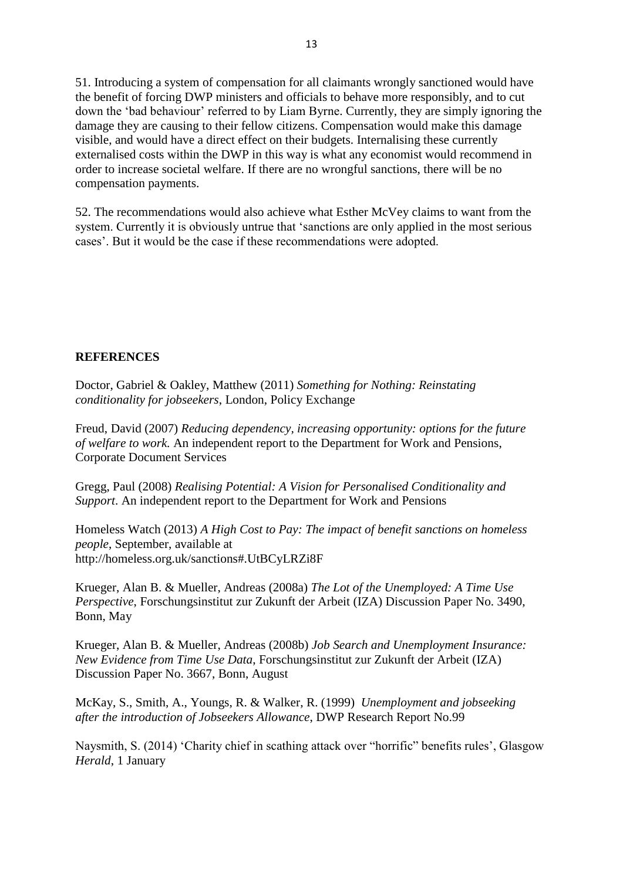51. Introducing a system of compensation for all claimants wrongly sanctioned would have the benefit of forcing DWP ministers and officials to behave more responsibly, and to cut down the 'bad behaviour' referred to by Liam Byrne. Currently, they are simply ignoring the damage they are causing to their fellow citizens. Compensation would make this damage visible, and would have a direct effect on their budgets. Internalising these currently externalised costs within the DWP in this way is what any economist would recommend in order to increase societal welfare. If there are no wrongful sanctions, there will be no compensation payments.

52. The recommendations would also achieve what Esther McVey claims to want from the system. Currently it is obviously untrue that 'sanctions are only applied in the most serious cases'. But it would be the case if these recommendations were adopted.

**REFERENCES**

Doctor, Gabriel & Oakley, Matthew (2011) *Something for Nothing: Reinstating conditionality for jobseekers*, London, Policy Exchange

Freud, David (2007) *Reducing dependency, increasing opportunity: options for the future of welfare to work.* An independent report to the Department for Work and Pensions, Corporate Document Services

Gregg, Paul (2008) *Realising Potential: A Vision for Personalised Conditionality and Support*. An independent report to the Department for Work and Pensions

Homeless Watch (2013) *A High Cost to Pay: The impact of benefit sanctions on homeless people*, September, available at http://homeless.org.uk/sanctions#.UtBCyLRZi8F

Krueger, Alan B. & Mueller, Andreas (2008a) *The Lot of the Unemployed: A Time Use Perspective*, Forschungsinstitut zur Zukunft der Arbeit (IZA) Discussion Paper No. 3490, Bonn, May

Krueger, Alan B. & Mueller, Andreas (2008b) *Job Search and Unemployment Insurance: New Evidence from Time Use Data*, Forschungsinstitut zur Zukunft der Arbeit (IZA) Discussion Paper No. 3667, Bonn, August

McKay, S., Smith, A., Youngs, R. & Walker, R. (1999) *Unemployment and jobseeking after the introduction of Jobseekers Allowance*, DWP Research Report No.99

Naysmith, S. (2014) 'Charity chief in scathing attack over "horrific" benefits rules', Glasgow *Herald*, 1 January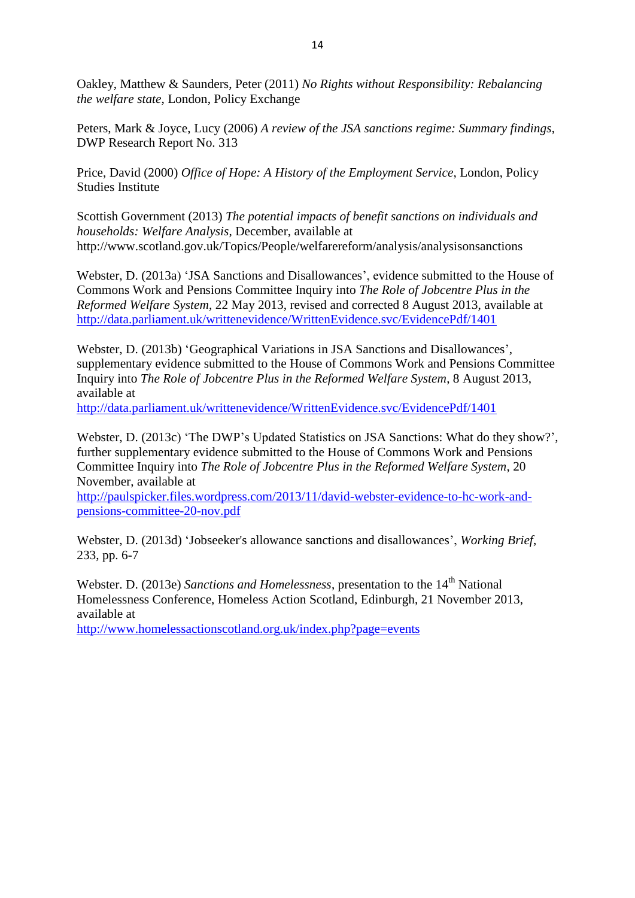Oakley, Matthew & Saunders, Peter (2011) *No Rights without Responsibility: Rebalancing the welfare state*, London, Policy Exchange

Peters, Mark & Joyce, Lucy (2006) *A review of the JSA sanctions regime: Summary findings*, DWP Research Report No. 313

Price, David (2000) *Office of Hope: A History of the Employment Service*, London, Policy Studies Institute

Scottish Government (2013) *The potential impacts of benefit sanctions on individuals and households: Welfare Analysis*, December, available at http://www.scotland.gov.uk/Topics/People/welfarereform/analysis/analysisonsanctions

Webster, D. (2013a) 'JSA Sanctions and Disallowances', evidence submitted to the House of Commons Work and Pensions Committee Inquiry into *The Role of Jobcentre Plus in the Reformed Welfare System*, 22 May 2013, revised and corrected 8 August 2013, available at http://data.parliament.uk/writtenevidence/WrittenEvidence.svc/EvidencePdf/1401

Webster, D. (2013b) 'Geographical Variations in JSA Sanctions and Disallowances', supplementary evidence submitted to the House of Commons Work and Pensions Committee Inquiry into *The Role of Jobcentre Plus in the Reformed Welfare System*, 8 August 2013, available at http://data.parliament.uk/writtenevidence/WrittenEvidence.svc/EvidencePdf/1401

Webster, D. (2013c) 'The DWP's Updated Statistics on JSA Sanctions: What do they show?', further supplementary evidence submitted to the House of Commons Work and Pensions Committee Inquiry into *The Role of Jobcentre Plus in the Reformed Welfare System*, 20 November, available at http://paulspicker.files.wordpress.com/2013/11/david-webster-evidence-to-hc-work-and-pensions-committee-20-nov.pdf

Webster, D. (2013d) 'Jobseeker's allowance sanctions and disallowances', *Working Brief*, 233, pp. 6-7

Webster. D. (2013e) *Sanctions and Homelessness*, presentation to the 14th National Homelessness Conference, Homeless Action Scotland, Edinburgh, 21 November 2013, available at http://www.homelessactionscotland.org.uk/index.php?page=events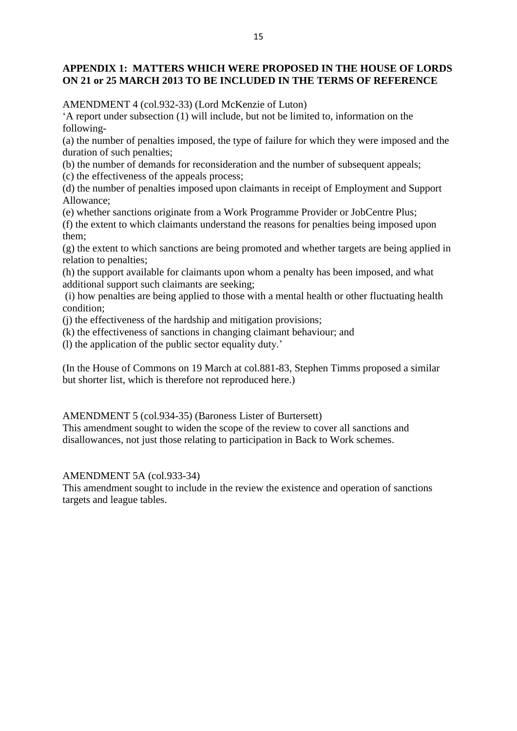## APPENDIX 1: MATTERS WHICH WERE PROPOSED IN THE HOUSE OF LORDS ON 21 or 25 MARCH 2013 TO BE INCLUDED IN THE TERMS OF REFERENCE

AMENDMENT 4 (col.932-33) (Lord McKenzie of Luton)

'A report under subsection (1) will include, but not be limited to, information on the following-

(a) the number of penalties imposed, the type of failure for which they were imposed and the duration of such penalties;

(b) the number of demands for reconsideration and the number of subsequent appeals;

(c) the effectiveness of the appeals process;

(d) the number of penalties imposed upon claimants in receipt of Employment and Support Allowance;

(e) whether sanctions originate from a Work Programme Provider or JobCentre Plus;

(f) the extent to which claimants understand the reasons for penalties being imposed upon them;

(g) the extent to which sanctions are being promoted and whether targets are being applied in relation to penalties;

(h) the support available for claimants upon whom a penalty has been imposed, and what additional support such claimants are seeking;

(i) how penalties are being applied to those with a mental health or other fluctuating health condition;

(j) the effectiveness of the hardship and mitigation provisions;

(k) the effectiveness of sanctions in changing claimant behaviour; and

(l) the application of the public sector equality duty.'

(In the House of Commons on 19 March at col.881-83, Stephen Timms proposed a similar but shorter list, which is therefore not reproduced here.)

AMENDMENT 5 (col.934-35) (Baroness Lister of Burtersett)

This amendment sought to widen the scope of the review to cover all sanctions and disallowances, not just those relating to participation in Back to Work schemes.

AMENDMENT 5A (col.933-34)

This amendment sought to include in the review the existence and operation of sanctions targets and league tables.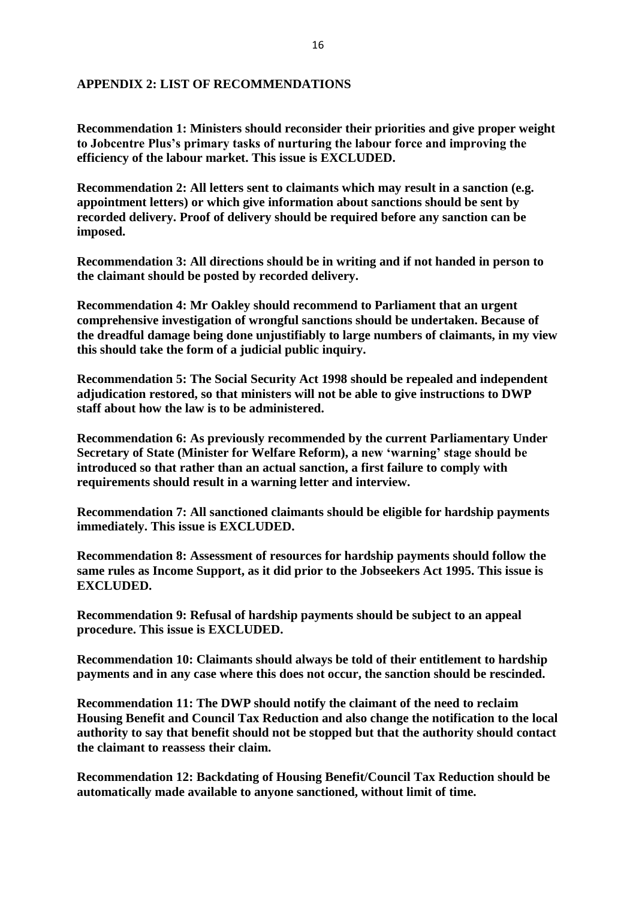## APPENDIX 2: LIST OF RECOMMENDATIONS

**Recommendation 1: Ministers should reconsider their priorities and give proper weight to Jobcentre Plus's primary tasks of nurturing the labour force and improving the efficiency of the labour market. This issue is EXCLUDED.**

**Recommendation 2: All letters sent to claimants which may result in a sanction (e.g. appointment letters) or which give information about sanctions should be sent by recorded delivery. Proof of delivery should be required before any sanction can be imposed.**

**Recommendation 3: All directions should be in writing and if not handed in person to the claimant should be posted by recorded delivery.**

**Recommendation 4: Mr Oakley should recommend to Parliament that an urgent comprehensive investigation of wrongful sanctions should be undertaken. Because of the dreadful damage being done unjustifiably to large numbers of claimants, in my view this should take the form of a judicial public inquiry.**

**Recommendation 5: The Social Security Act 1998 should be repealed and independent adjudication restored, so that ministers will not be able to give instructions to DWP staff about how the law is to be administered.**

**Recommendation 6: As previously recommended by the current Parliamentary Under Secretary of State (Minister for Welfare Reform), a new 'warning' stage should be introduced so that rather than an actual sanction, a first failure to comply with requirements should result in a warning letter and interview.**

**Recommendation 7: All sanctioned claimants should be eligible for hardship payments immediately. This issue is EXCLUDED.**

**Recommendation 8: Assessment of resources for hardship payments should follow the same rules as Income Support, as it did prior to the Jobseekers Act 1995. This issue is EXCLUDED.**

**Recommendation 9: Refusal of hardship payments should be subject to an appeal procedure. This issue is EXCLUDED.**

**Recommendation 10: Claimants should always be told of their entitlement to hardship payments and in any case where this does not occur, the sanction should be rescinded.**

**Recommendation 11: The DWP should notify the claimant of the need to reclaim Housing Benefit and Council Tax Reduction and also change the notification to the local authority to say that benefit should not be stopped but that the authority should contact the claimant to reassess their claim.**

**Recommendation 12: Backdating of Housing Benefit/Council Tax Reduction should be automatically made available to anyone sanctioned, without limit of time.**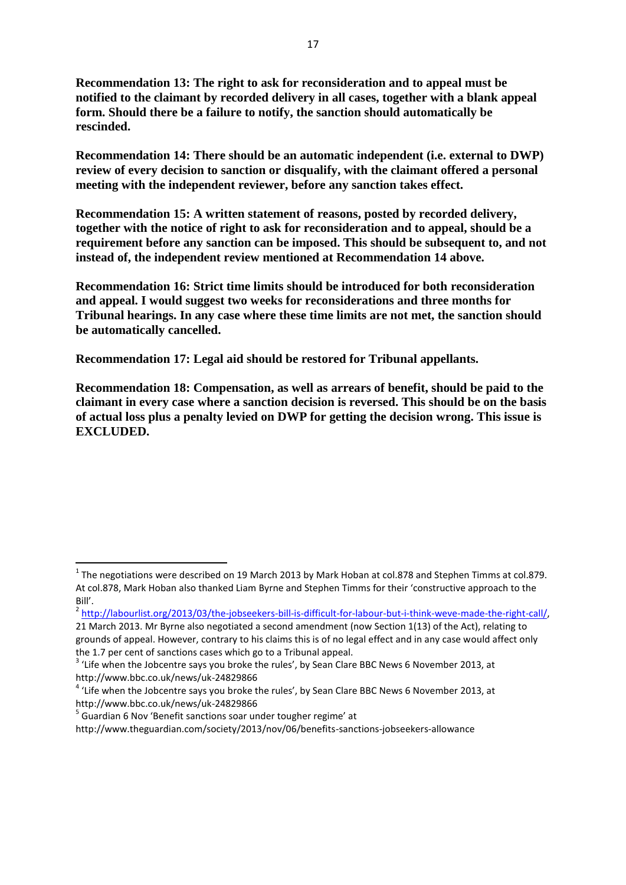**Recommendation 13: The right to ask for reconsideration and to appeal must be notified to the claimant by recorded delivery in all cases, together with a blank appeal form. Should there be a failure to notify, the sanction should automatically be rescinded.**

**Recommendation 14: There should be an automatic independent (i.e. external to DWP) review of every decision to sanction or disqualify, with the claimant offered a personal meeting with the independent reviewer, before any sanction takes effect.**

**Recommendation 15: A written statement of reasons, posted by recorded delivery, together with the notice of right to ask for reconsideration and to appeal, should be a requirement before any sanction can be imposed. This should be subsequent to, and not instead of, the independent review mentioned at Recommendation 14 above.**

**Recommendation 16: Strict time limits should be introduced for both reconsideration and appeal. I would suggest two weeks for reconsiderations and three months for Tribunal hearings. In any case where these time limits are not met, the sanction should be automatically cancelled.**

**Recommendation 17: Legal aid should be restored for Tribunal appellants.**

**Recommendation 18: Compensation, as well as arrears of benefit, should be paid to the claimant in every case where a sanction decision is reversed. This should be on the basis of actual loss plus a penalty levied on DWP for getting the decision wrong. This issue is EXCLUDED.**

---

[1] The negotiations were described on 19 March 2013 by Mark Hoban at col.878 and Stephen Timms at col.879. At col.878, Mark Hoban also thanked Liam Byrne and Stephen Timms for their 'constructive approach to the Bill'.

[2] http://labourlist.org/2013/03/the-jobseekers-bill-is-difficult-for-labour-but-i-think-weve-made-the-right-call/, 21 March 2013. Mr Byrne also negotiated a second amendment (now Section 1(13) of the Act), relating to grounds of appeal. However, contrary to his claims this is of no legal effect and in any case would affect only the 1.7 per cent of sanctions cases which go to a Tribunal appeal.

[3] 'Life when the Jobcentre says you broke the rules', by Sean Clare BBC News 6 November 2013, at http://www.bbc.co.uk/news/uk-24829866

[4] 'Life when the Jobcentre says you broke the rules', by Sean Clare BBC News 6 November 2013, at http://www.bbc.co.uk/news/uk-24829866

[5] Guardian 6 Nov 'Benefit sanctions soar under tougher regime' at http://www.theguardian.com/society/2013/nov/06/benefits-sanctions-jobseekers-allowance